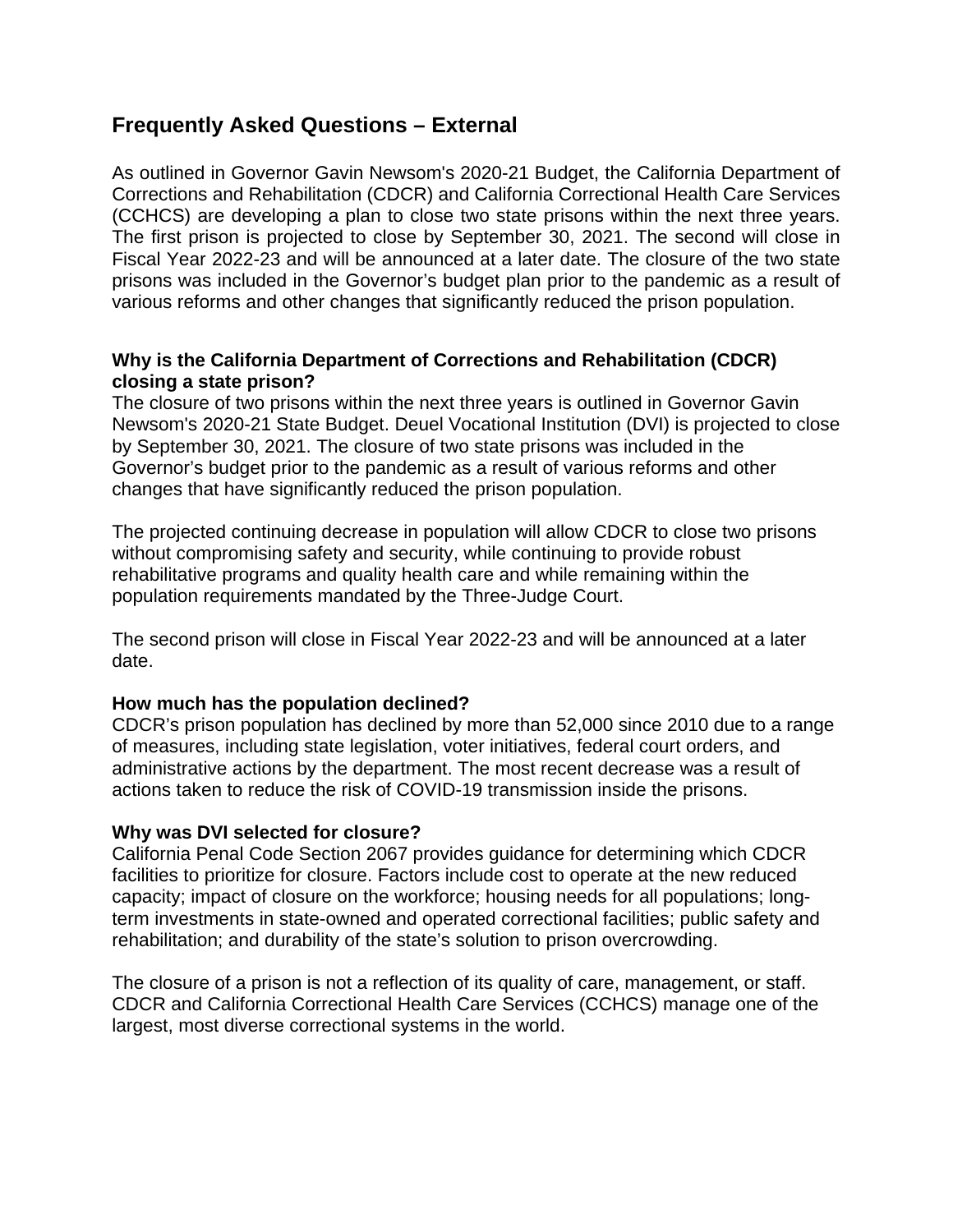# Frequently Asked Questions – External

As outlined in Governor Gavin Newsom's 2020-21 Budget, the California Department of Corrections and Rehabilitation (CDCR) and California Correctional Health Care Services (CCHCS) are developing a plan to close two state prisons within the next three years. The first prison is projected to close by September 30, 2021. The second will close in Fiscal Year 2022-23 and will be announced at a later date. The closure of the two state prisons was included in the Governor's budget plan prior to the pandemic as a result of various reforms and other changes that significantly reduced the prison population.

**Why is the California Department of Corrections and Rehabilitation (CDCR) closing a state prison?**

The closure of two prisons within the next three years is outlined in Governor Gavin Newsom's 2020-21 State Budget. Deuel Vocational Institution (DVI) is projected to close by September 30, 2021. The closure of two state prisons was included in the Governor's budget prior to the pandemic as a result of various reforms and other changes that have significantly reduced the prison population.

The projected continuing decrease in population will allow CDCR to close two prisons without compromising safety and security, while continuing to provide robust rehabilitative programs and quality health care and while remaining within the population requirements mandated by the Three-Judge Court.

The second prison will close in Fiscal Year 2022-23 and will be announced at a later date.

**How much has the population declined?**

CDCR's prison population has declined by more than 52,000 since 2010 due to a range of measures, including state legislation, voter initiatives, federal court orders, and administrative actions by the department. The most recent decrease was a result of actions taken to reduce the risk of COVID-19 transmission inside the prisons.

**Why was DVI selected for closure?**

California Penal Code Section 2067 provides guidance for determining which CDCR facilities to prioritize for closure. Factors include cost to operate at the new reduced capacity; impact of closure on the workforce; housing needs for all populations; long-term investments in state-owned and operated correctional facilities; public safety and rehabilitation; and durability of the state's solution to prison overcrowding.

The closure of a prison is not a reflection of its quality of care, management, or staff. CDCR and California Correctional Health Care Services (CCHCS) manage one of the largest, most diverse correctional systems in the world.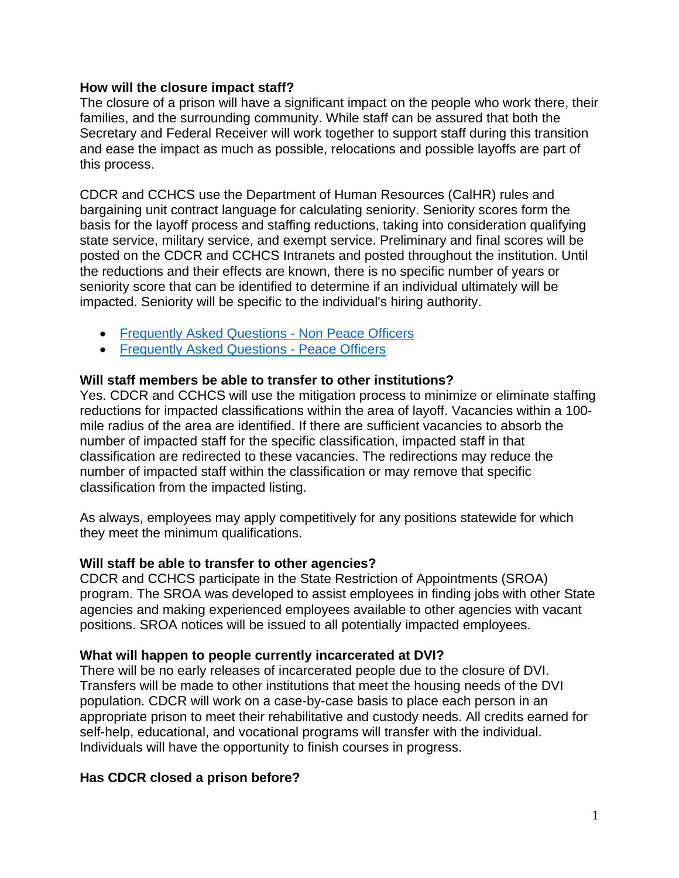**How will the closure impact staff?**

The closure of a prison will have a significant impact on the people who work there, their families, and the surrounding community. While staff can be assured that both the Secretary and Federal Receiver will work together to support staff during this transition and ease the impact as much as possible, relocations and possible layoffs are part of this process.

CDCR and CCHCS use the Department of Human Resources (CalHR) rules and bargaining unit contract language for calculating seniority. Seniority scores form the basis for the layoff process and staffing reductions, taking into consideration qualifying state service, military service, and exempt service. Preliminary and final scores will be posted on the CDCR and CCHCS Intranets and posted throughout the institution. Until the reductions and their effects are known, there is no specific number of years or seniority score that can be identified to determine if an individual ultimately will be impacted. Seniority will be specific to the individual's hiring authority.

- Frequently Asked Questions - Non Peace Officers
- Frequently Asked Questions - Peace Officers

**Will staff members be able to transfer to other institutions?**

Yes. CDCR and CCHCS will use the mitigation process to minimize or eliminate staffing reductions for impacted classifications within the area of layoff. Vacancies within a 100-mile radius of the area are identified. If there are sufficient vacancies to absorb the number of impacted staff for the specific classification, impacted staff in that classification are redirected to these vacancies. The redirections may reduce the number of impacted staff within the classification or may remove that specific classification from the impacted listing.

As always, employees may apply competitively for any positions statewide for which they meet the minimum qualifications.

**Will staff be able to transfer to other agencies?**

CDCR and CCHCS participate in the State Restriction of Appointments (SROA) program. The SROA was developed to assist employees in finding jobs with other State agencies and making experienced employees available to other agencies with vacant positions. SROA notices will be issued to all potentially impacted employees.

**What will happen to people currently incarcerated at DVI?**

There will be no early releases of incarcerated people due to the closure of DVI. Transfers will be made to other institutions that meet the housing needs of the DVI population. CDCR will work on a case-by-case basis to place each person in an appropriate prison to meet their rehabilitative and custody needs. All credits earned for self-help, educational, and vocational programs will transfer with the individual. Individuals will have the opportunity to finish courses in progress.

**Has CDCR closed a prison before?**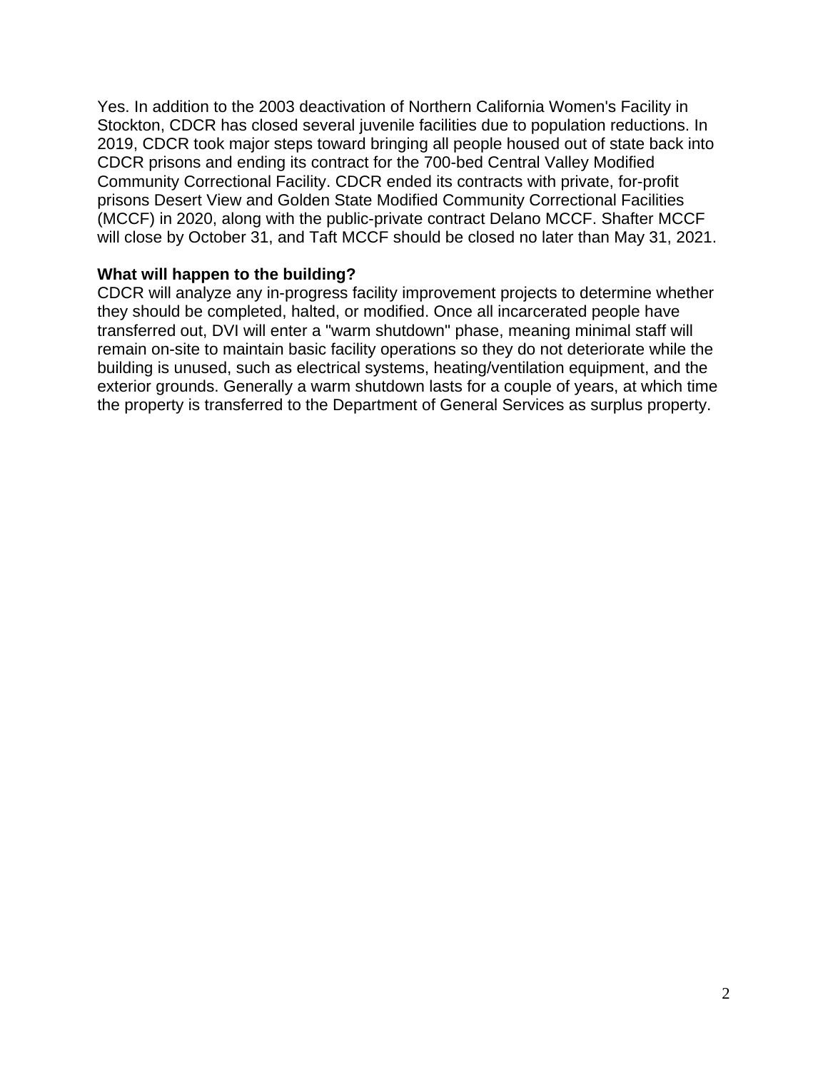Yes. In addition to the 2003 deactivation of Northern California Women's Facility in Stockton, CDCR has closed several juvenile facilities due to population reductions. In 2019, CDCR took major steps toward bringing all people housed out of state back into CDCR prisons and ending its contract for the 700-bed Central Valley Modified Community Correctional Facility. CDCR ended its contracts with private, for-profit prisons Desert View and Golden State Modified Community Correctional Facilities (MCCF) in 2020, along with the public-private contract Delano MCCF. Shafter MCCF will close by October 31, and Taft MCCF should be closed no later than May 31, 2021.

**What will happen to the building?**

CDCR will analyze any in-progress facility improvement projects to determine whether they should be completed, halted, or modified. Once all incarcerated people have transferred out, DVI will enter a "warm shutdown" phase, meaning minimal staff will remain on-site to maintain basic facility operations so they do not deteriorate while the building is unused, such as electrical systems, heating/ventilation equipment, and the exterior grounds. Generally a warm shutdown lasts for a couple of years, at which time the property is transferred to the Department of General Services as surplus property.